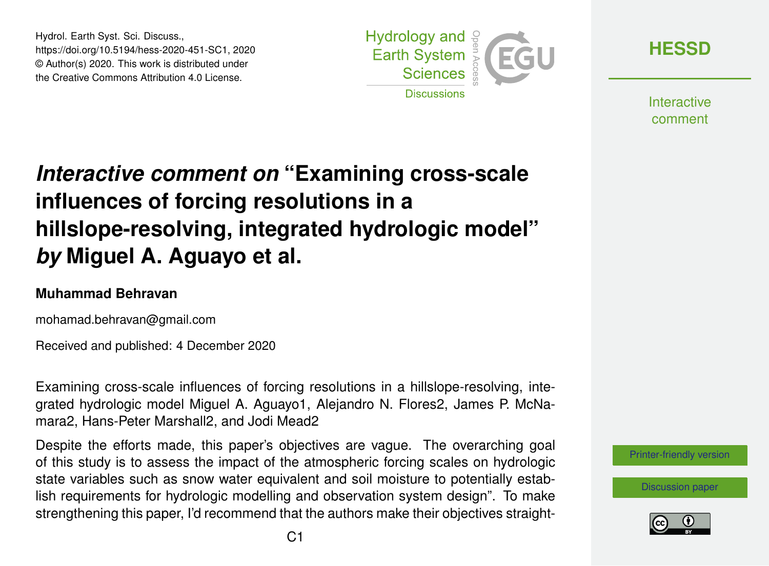# *Interactive comment on* "Examining cross-scale influences of forcing resolutions in a hillslope-resolving, integrated hydrologic model" *by* Miguel A. Aguayo et al.

**Muhammad Behravan**

mohamad.behravan@gmail.com

Received and published: 4 December 2020

Examining cross-scale influences of forcing resolutions in a hillslope-resolving, integrated hydrologic model Miguel A. Aguayo1, Alejandro N. Flores2, James P. McNamara2, Hans-Peter Marshall2, and Jodi Mead2

Despite the efforts made, this paper's objectives are vague. The overarching goal of this study is to assess the impact of the atmospheric forcing scales on hydrologic state variables such as snow water equivalent and soil moisture to potentially establish requirements for hydrologic modelling and observation system design". To make strengthening this paper, I'd recommend that the authors make their objectives straight-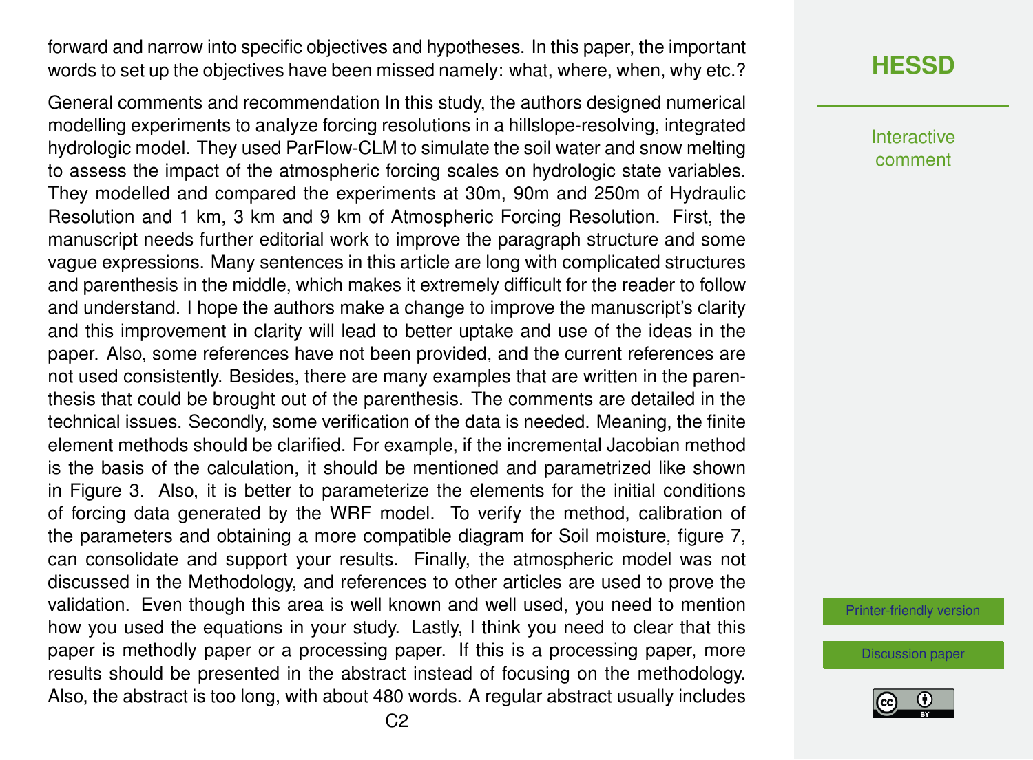forward and narrow into specific objectives and hypotheses. In this paper, the important words to set up the objectives have been missed namely: what, where, when, why etc.?

General comments and recommendation In this study, the authors designed numerical modelling experiments to analyze forcing resolutions in a hillslope-resolving, integrated hydrologic model. They used ParFlow-CLM to simulate the soil water and snow melting to assess the impact of the atmospheric forcing scales on hydrologic state variables. They modelled and compared the experiments at 30m, 90m and 250m of Hydraulic Resolution and 1 km, 3 km and 9 km of Atmospheric Forcing Resolution. First, the manuscript needs further editorial work to improve the paragraph structure and some vague expressions. Many sentences in this article are long with complicated structures and parenthesis in the middle, which makes it extremely difficult for the reader to follow and understand. I hope the authors make a change to improve the manuscript's clarity and this improvement in clarity will lead to better uptake and use of the ideas in the paper. Also, some references have not been provided, and the current references are not used consistently. Besides, there are many examples that are written in the parenthesis that could be brought out of the parenthesis. The comments are detailed in the technical issues. Secondly, some verification of the data is needed. Meaning, the finite element methods should be clarified. For example, if the incremental Jacobian method is the basis of the calculation, it should be mentioned and parametrized like shown in Figure 3. Also, it is better to parameterize the elements for the initial conditions of forcing data generated by the WRF model. To verify the method, calibration of the parameters and obtaining a more compatible diagram for Soil moisture, figure 7, can consolidate and support your results. Finally, the atmospheric model was not discussed in the Methodology, and references to other articles are used to prove the validation. Even though this area is well known and well used, you need to mention how you used the equations in your study. Lastly, I think you need to clear that this paper is methodly paper or a processing paper. If this is a processing paper, more results should be presented in the abstract instead of focusing on the methodology. Also, the abstract is too long, with about 480 words. A regular abstract usually includes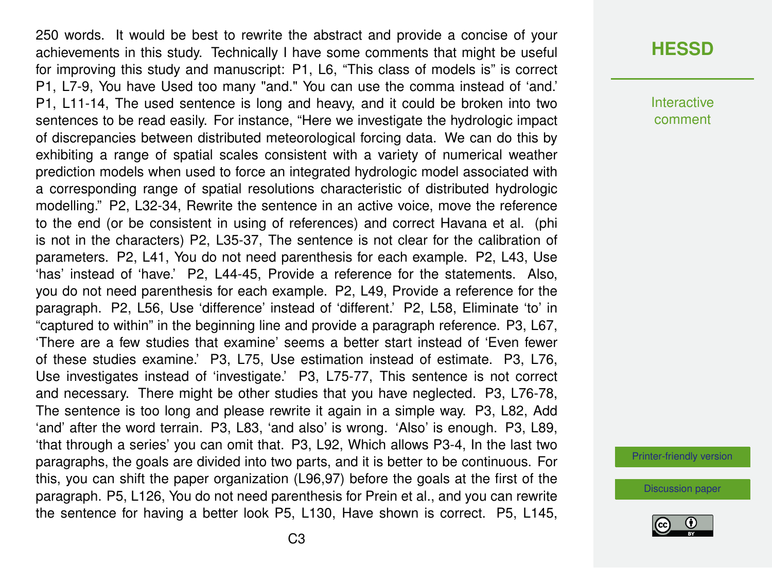250 words. It would be best to rewrite the abstract and provide a concise of your achievements in this study. Technically I have some comments that might be useful for improving this study and manuscript: P1, L6, “This class of models is” is correct P1, L7-9, You have Used too many "and." You can use the comma instead of ‘and.’ P1, L11-14, The used sentence is long and heavy, and it could be broken into two sentences to be read easily. For instance, “Here we investigate the hydrologic impact of discrepancies between distributed meteorological forcing data. We can do this by exhibiting a range of spatial scales consistent with a variety of numerical weather prediction models when used to force an integrated hydrologic model associated with a corresponding range of spatial resolutions characteristic of distributed hydrologic modelling.” P2, L32-34, Rewrite the sentence in an active voice, move the reference to the end (or be consistent in using of references) and correct Havana et al. (phi is not in the characters) P2, L35-37, The sentence is not clear for the calibration of parameters. P2, L41, You do not need parenthesis for each example. P2, L43, Use ‘has’ instead of ‘have.’ P2, L44-45, Provide a reference for the statements. Also, you do not need parenthesis for each example. P2, L49, Provide a reference for the paragraph. P2, L56, Use ‘difference’ instead of ‘different.’ P2, L58, Eliminate ‘to’ in “captured to within” in the beginning line and provide a paragraph reference. P3, L67, ‘There are a few studies that examine’ seems a better start instead of ‘Even fewer of these studies examine.’ P3, L75, Use estimation instead of estimate. P3, L76, Use investigates instead of ‘investigate.’ P3, L75-77, This sentence is not correct and necessary. There might be other studies that you have neglected. P3, L76-78, The sentence is too long and please rewrite it again in a simple way. P3, L82, Add ‘and’ after the word terrain. P3, L83, ‘and also’ is wrong. ‘Also’ is enough. P3, L89, ‘that through a series’ you can omit that. P3, L92, Which allows P3-4, In the last two paragraphs, the goals are divided into two parts, and it is better to be continuous. For this, you can shift the paper organization (L96,97) before the goals at the first of the paragraph. P5, L126, You do not need parenthesis for Prein et al., and you can rewrite the sentence for having a better look P5, L130, Have shown is correct. P5, L145,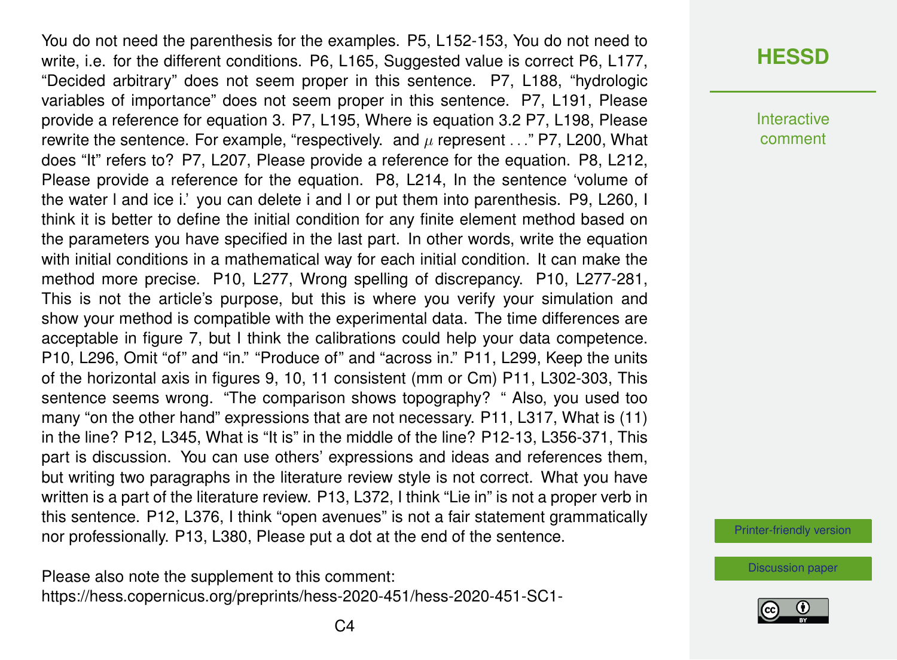You do not need the parenthesis for the examples. P5, L152-153, You do not need to write, i.e. for the different conditions. P6, L165, Suggested value is correct P6, L177, "Decided arbitrary" does not seem proper in this sentence. P7, L188, "hydrologic variables of importance" does not seem proper in this sentence. P7, L191, Please provide a reference for equation 3. P7, L195, Where is equation 3.2 P7, L198, Please rewrite the sentence. For example, "respectively. and $\mu$ represent . . ." P7, L200, What does "It" refers to? P7, L207, Please provide a reference for the equation. P8, L212, Please provide a reference for the equation. P8, L214, In the sentence 'volume of the water l and ice i.' you can delete i and l or put them into parenthesis. P9, L260, I think it is better to define the initial condition for any finite element method based on the parameters you have specified in the last part. In other words, write the equation with initial conditions in a mathematical way for each initial condition. It can make the method more precise. P10, L277, Wrong spelling of discrepancy. P10, L277-281, This is not the article's purpose, but this is where you verify your simulation and show your method is compatible with the experimental data. The time differences are acceptable in figure 7, but I think the calibrations could help your data competence. P10, L296, Omit "of" and "in." "Produce of" and "across in." P11, L299, Keep the units of the horizontal axis in figures 9, 10, 11 consistent (mm or Cm) P11, L302-303, This sentence seems wrong. "The comparison shows topography? " Also, you used too many "on the other hand" expressions that are not necessary. P11, L317, What is (11) in the line? P12, L345, What is "It is" in the middle of the line? P12-13, L356-371, This part is discussion. You can use others' expressions and ideas and references them, but writing two paragraphs in the literature review style is not correct. What you have written is a part of the literature review. P13, L372, I think "Lie in" is not a proper verb in this sentence. P12, L376, I think "open avenues" is not a fair statement grammatically nor professionally. P13, L380, Please put a dot at the end of the sentence.

Please also note the supplement to this comment:
https://hess.copernicus.org/preprints/hess-2020-451/hess-2020-451-SC1-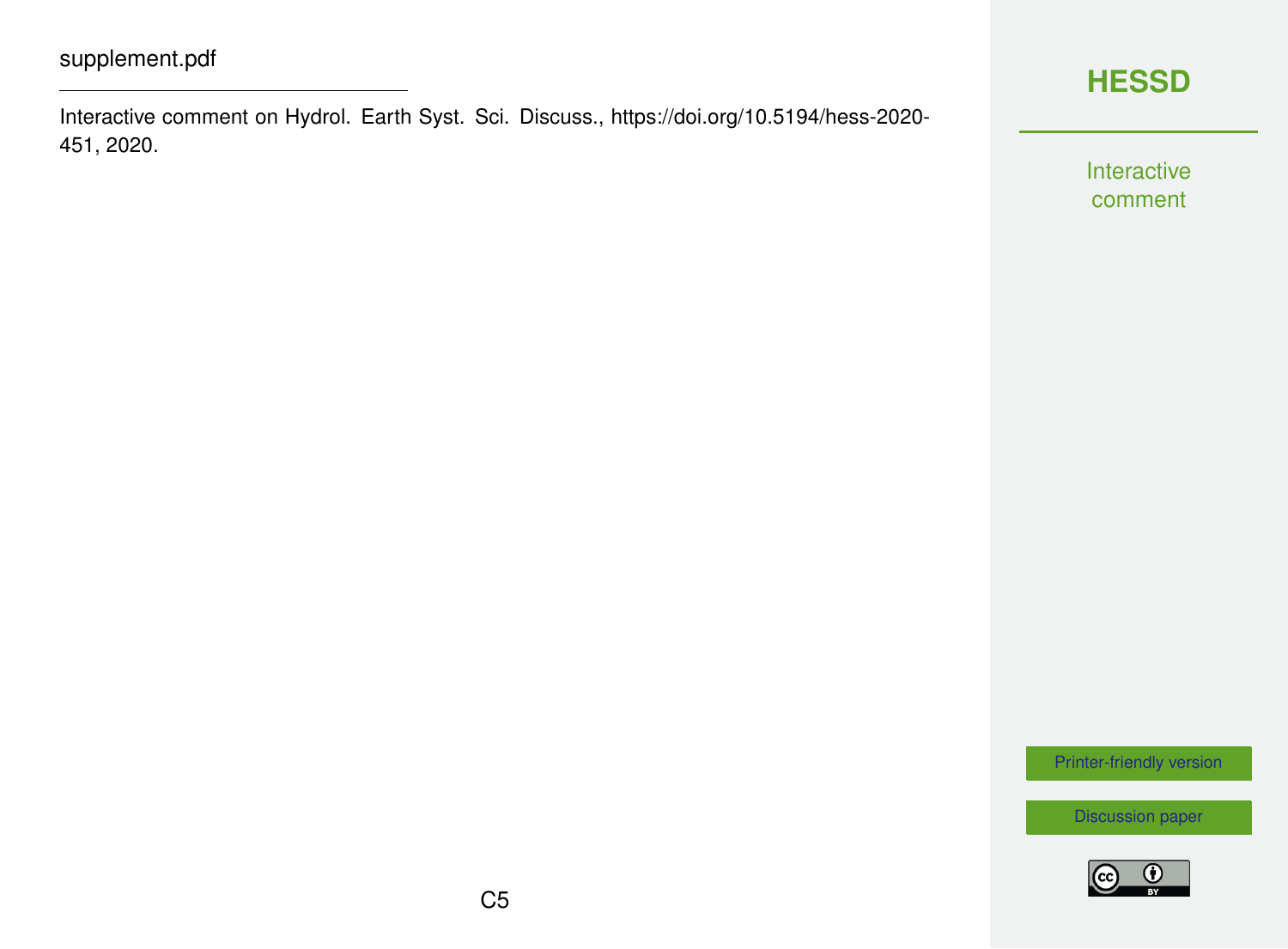supplement.pdf

---

Interactive comment on Hydrol. Earth Syst. Sci. Discuss., https://doi.org/10.5194/hess-2020-451, 2020.